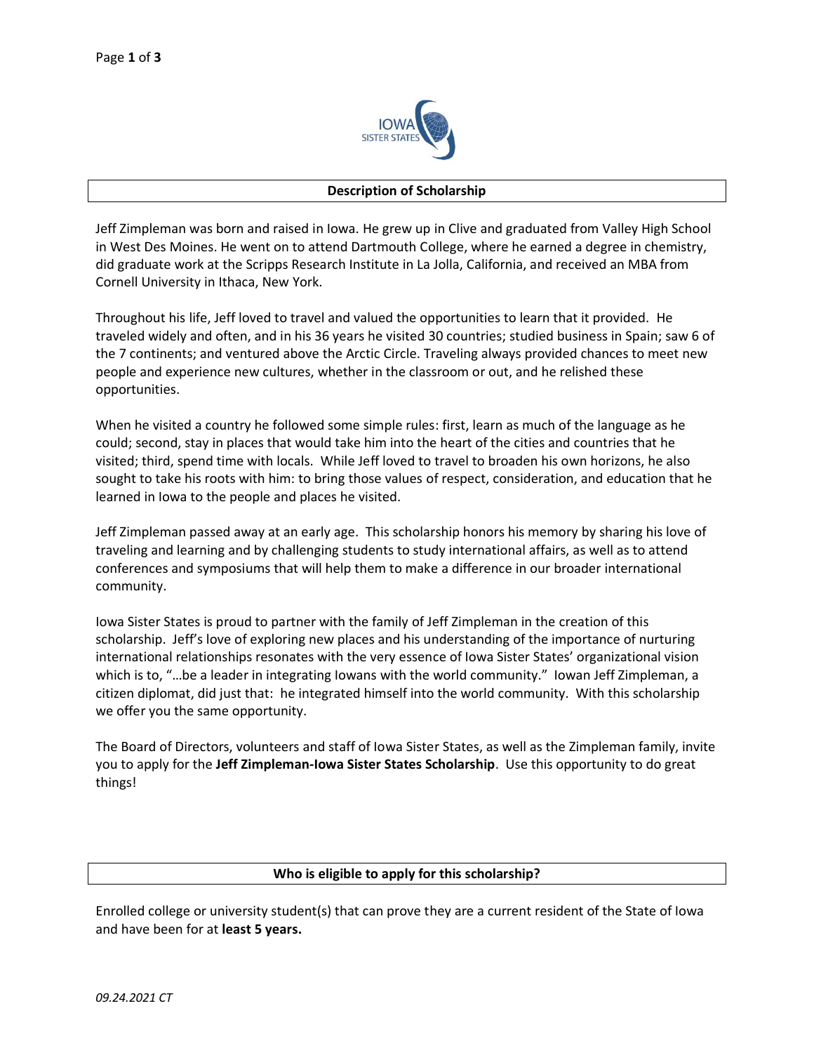## Description of Scholarship

Jeff Zimpleman was born and raised in Iowa. He grew up in Clive and graduated from Valley High School in West Des Moines. He went on to attend Dartmouth College, where he earned a degree in chemistry, did graduate work at the Scripps Research Institute in La Jolla, California, and received an MBA from Cornell University in Ithaca, New York.

Throughout his life, Jeff loved to travel and valued the opportunities to learn that it provided. He traveled widely and often, and in his 36 years he visited 30 countries; studied business in Spain; saw 6 of the 7 continents; and ventured above the Arctic Circle. Traveling always provided chances to meet new people and experience new cultures, whether in the classroom or out, and he relished these opportunities.

When he visited a country he followed some simple rules: first, learn as much of the language as he could; second, stay in places that would take him into the heart of the cities and countries that he visited; third, spend time with locals. While Jeff loved to travel to broaden his own horizons, he also sought to take his roots with him: to bring those values of respect, consideration, and education that he learned in Iowa to the people and places he visited.

Jeff Zimpleman passed away at an early age. This scholarship honors his memory by sharing his love of traveling and learning and by challenging students to study international affairs, as well as to attend conferences and symposiums that will help them to make a difference in our broader international community.

Iowa Sister States is proud to partner with the family of Jeff Zimpleman in the creation of this scholarship. Jeff's love of exploring new places and his understanding of the importance of nurturing international relationships resonates with the very essence of Iowa Sister States' organizational vision which is to, "…be a leader in integrating Iowans with the world community." Iowan Jeff Zimpleman, a citizen diplomat, did just that: he integrated himself into the world community. With this scholarship we offer you the same opportunity.

The Board of Directors, volunteers and staff of Iowa Sister States, as well as the Zimpleman family, invite you to apply for the **Jeff Zimpleman-Iowa Sister States Scholarship**. Use this opportunity to do great things!

## Who is eligible to apply for this scholarship?

Enrolled college or university student(s) that can prove they are a current resident of the State of Iowa and have been for at **least 5 years.**

*09.24.2021 CT*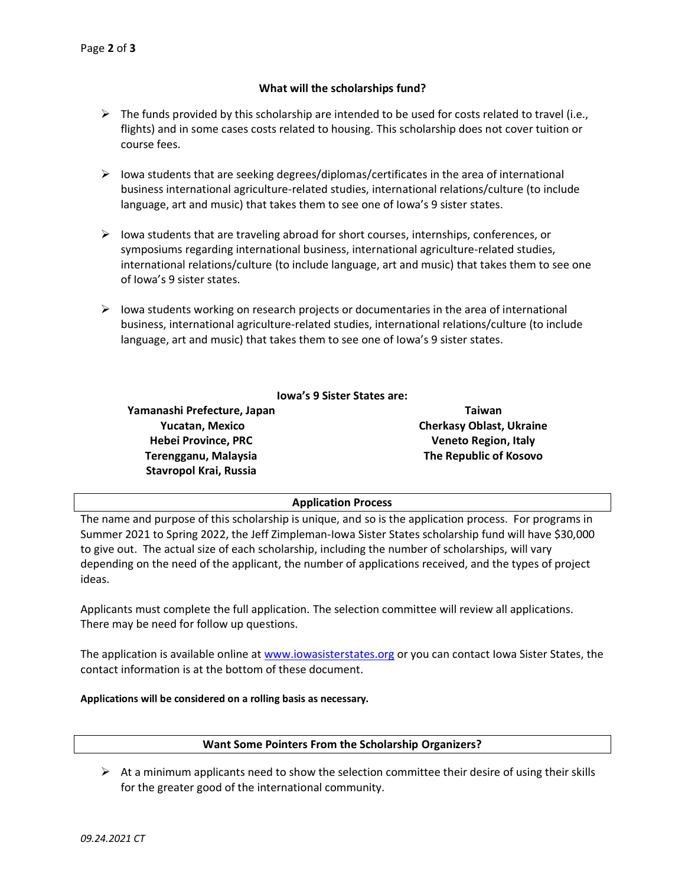### What will the scholarships fund?

- The funds provided by this scholarship are intended to be used for costs related to travel (i.e., flights) and in some cases costs related to housing. This scholarship does not cover tuition or course fees.
- Iowa students that are seeking degrees/diplomas/certificates in the area of international business international agriculture-related studies, international relations/culture (to include language, art and music) that takes them to see one of Iowa's 9 sister states.
- Iowa students that are traveling abroad for short courses, internships, conferences, or symposiums regarding international business, international agriculture-related studies, international relations/culture (to include language, art and music) that takes them to see one of Iowa's 9 sister states.
- Iowa students working on research projects or documentaries in the area of international business, international agriculture-related studies, international relations/culture (to include language, art and music) that takes them to see one of Iowa's 9 sister states.

**Iowa's 9 Sister States are:**

**Yamanashi Prefecture, Japan**
**Yucatan, Mexico**
**Hebei Province, PRC**
**Terengganu, Malaysia**
**Stavropol Krai, Russia**
**Taiwan**
**Cherkasy Oblast, Ukraine**
**Veneto Region, Italy**
**The Republic of Kosovo**

### Application Process

The name and purpose of this scholarship is unique, and so is the application process. For programs in Summer 2021 to Spring 2022, the Jeff Zimpleman-Iowa Sister States scholarship fund will have $30,000 to give out. The actual size of each scholarship, including the number of scholarships, will vary depending on the need of the applicant, the number of applications received, and the types of project ideas.

Applicants must complete the full application. The selection committee will review all applications. There may be need for follow up questions.

The application is available online at www.iowasisterstates.org or you can contact Iowa Sister States, the contact information is at the bottom of these document.

**Applications will be considered on a rolling basis as necessary.**

### Want Some Pointers From the Scholarship Organizers?

- At a minimum applicants need to show the selection committee their desire of using their skills for the greater good of the international community.

*09.24.2021 CT*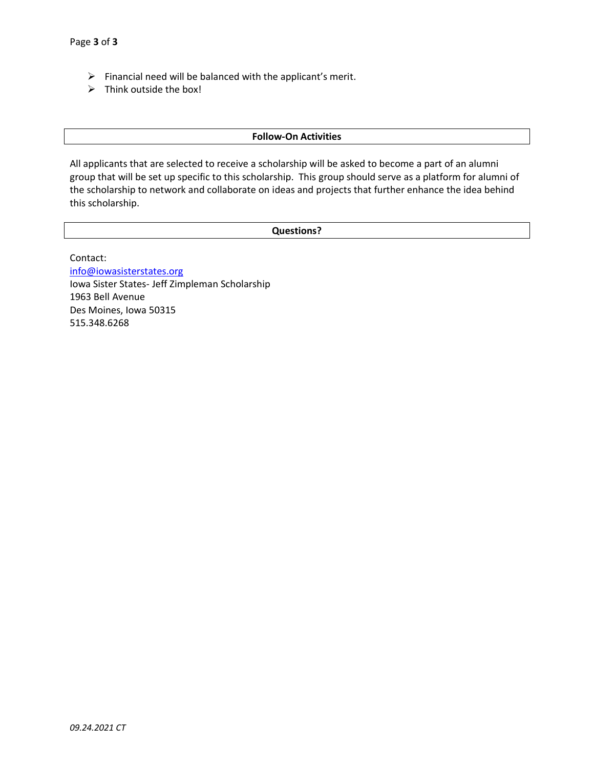- Financial need will be balanced with the applicant's merit.
- Think outside the box!

## Follow-On Activities

All applicants that are selected to receive a scholarship will be asked to become a part of an alumni group that will be set up specific to this scholarship. This group should serve as a platform for alumni of the scholarship to network and collaborate on ideas and projects that further enhance the idea behind this scholarship.

## Questions?

Contact:
info@iowasisterstates.org
Iowa Sister States- Jeff Zimpleman Scholarship
1963 Bell Avenue
Des Moines, Iowa 50315
515.348.6268

*09.24.2021 CT*